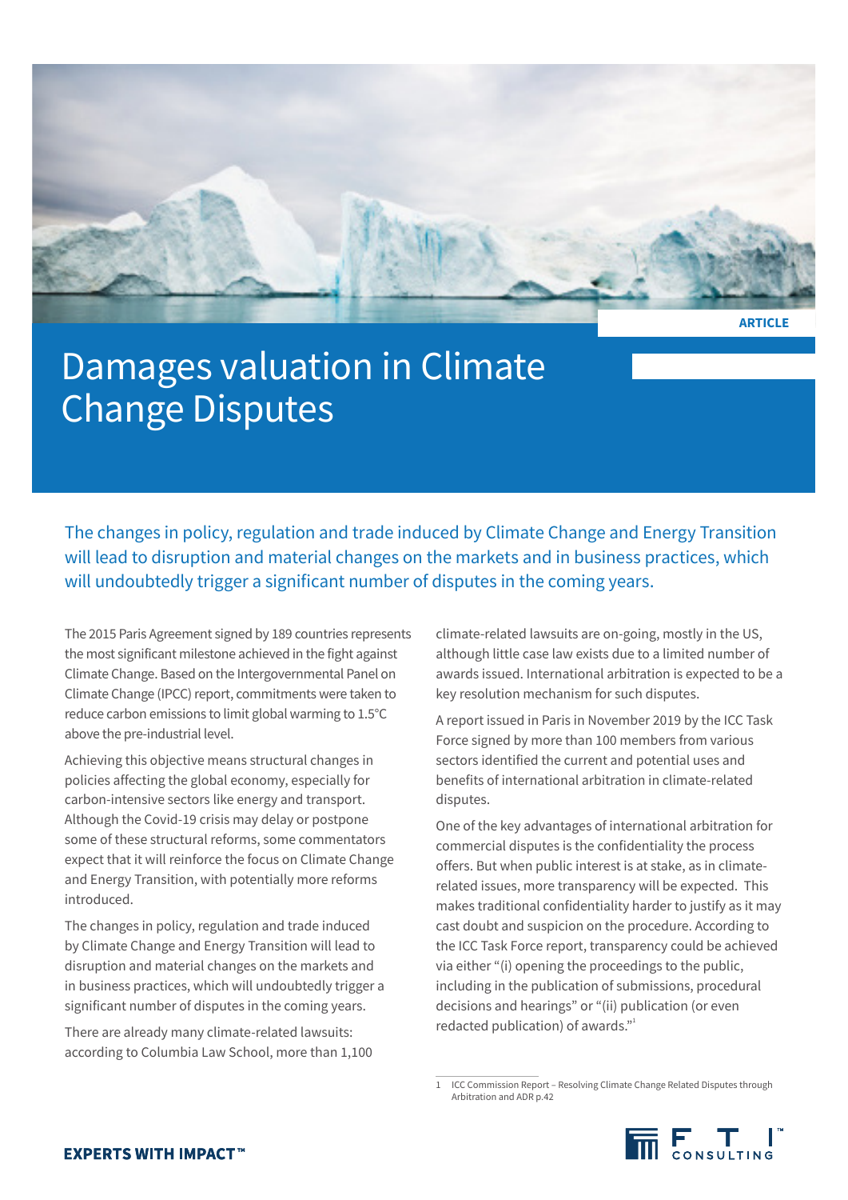ARTICLE

# Damages valuation in Climate Change Disputes

The changes in policy, regulation and trade induced by Climate Change and Energy Transition will lead to disruption and material changes on the markets and in business practices, which will undoubtedly trigger a significant number of disputes in the coming years.

The 2015 Paris Agreement signed by 189 countries represents the most significant milestone achieved in the fight against Climate Change. Based on the Intergovernmental Panel on Climate Change (IPCC) report, commitments were taken to reduce carbon emissions to limit global warming to 1.5°C above the pre-industrial level.

Achieving this objective means structural changes in policies affecting the global economy, especially for carbon-intensive sectors like energy and transport. Although the Covid-19 crisis may delay or postpone some of these structural reforms, some commentators expect that it will reinforce the focus on Climate Change and Energy Transition, with potentially more reforms introduced.

The changes in policy, regulation and trade induced by Climate Change and Energy Transition will lead to disruption and material changes on the markets and in business practices, which will undoubtedly trigger a significant number of disputes in the coming years.

There are already many climate-related lawsuits: according to Columbia Law School, more than 1,100 climate-related lawsuits are on-going, mostly in the US, although little case law exists due to a limited number of awards issued. International arbitration is expected to be a key resolution mechanism for such disputes.

A report issued in Paris in November 2019 by the ICC Task Force signed by more than 100 members from various sectors identified the current and potential uses and benefits of international arbitration in climate-related disputes.

One of the key advantages of international arbitration for commercial disputes is the confidentiality the process offers. But when public interest is at stake, as in climate-related issues, more transparency will be expected. This makes traditional confidentiality harder to justify as it may cast doubt and suspicion on the procedure. According to the ICC Task Force report, transparency could be achieved via either "(i) opening the proceedings to the public, including in the publication of submissions, procedural decisions and hearings" or "(ii) publication (or even redacted publication) of awards."[1]

1 ICC Commission Report – Resolving Climate Change Related Disputes through Arbitration and ADR p.42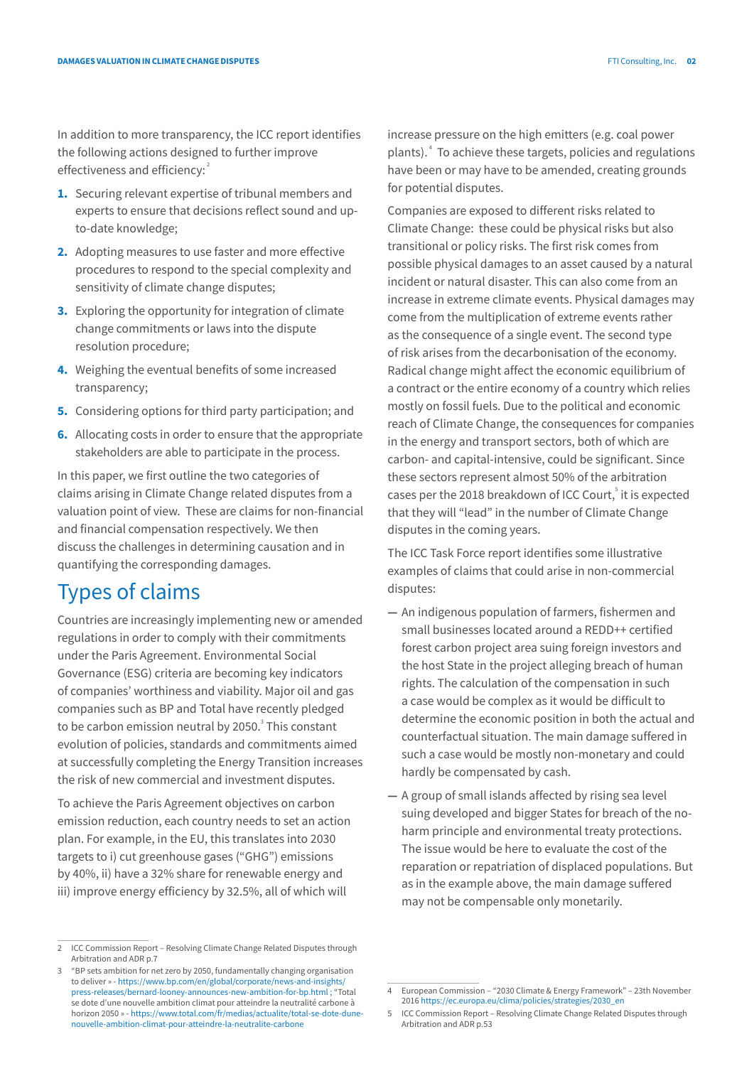In addition to more transparency, the ICC report identifies the following actions designed to further improve effectiveness and efficiency:[2]

1. Securing relevant expertise of tribunal members and experts to ensure that decisions reflect sound and up-to-date knowledge;
2. Adopting measures to use faster and more effective procedures to respond to the special complexity and sensitivity of climate change disputes;
3. Exploring the opportunity for integration of climate change commitments or laws into the dispute resolution procedure;
4. Weighing the eventual benefits of some increased transparency;
5. Considering options for third party participation; and
6. Allocating costs in order to ensure that the appropriate stakeholders are able to participate in the process.

In this paper, we first outline the two categories of claims arising in Climate Change related disputes from a valuation point of view. These are claims for non-financial and financial compensation respectively. We then discuss the challenges in determining causation and in quantifying the corresponding damages.

## Types of claims

Countries are increasingly implementing new or amended regulations in order to comply with their commitments under the Paris Agreement. Environmental Social Governance (ESG) criteria are becoming key indicators of companies' worthiness and viability. Major oil and gas companies such as BP and Total have recently pledged to be carbon emission neutral by 2050.[3] This constant evolution of policies, standards and commitments aimed at successfully completing the Energy Transition increases the risk of new commercial and investment disputes.

To achieve the Paris Agreement objectives on carbon emission reduction, each country needs to set an action plan. For example, in the EU, this translates into 2030 targets to i) cut greenhouse gases ("GHG") emissions by 40%, ii) have a 32% share for renewable energy and iii) improve energy efficiency by 32.5%, all of which will increase pressure on the high emitters (e.g. coal power plants).[4] To achieve these targets, policies and regulations have been or may have to be amended, creating grounds for potential disputes.

Companies are exposed to different risks related to Climate Change: these could be physical risks but also transitional or policy risks. The first risk comes from possible physical damages to an asset caused by a natural incident or natural disaster. This can also come from an increase in extreme climate events. Physical damages may come from the multiplication of extreme events rather as the consequence of a single event. The second type of risk arises from the decarbonisation of the economy. Radical change might affect the economic equilibrium of a contract or the entire economy of a country which relies mostly on fossil fuels. Due to the political and economic reach of Climate Change, the consequences for companies in the energy and transport sectors, both of which are carbon- and capital-intensive, could be significant. Since these sectors represent almost 50% of the arbitration cases per the 2018 breakdown of ICC Court,[5] it is expected that they will "lead" in the number of Climate Change disputes in the coming years.

The ICC Task Force report identifies some illustrative examples of claims that could arise in non-commercial disputes:

- An indigenous population of farmers, fishermen and small businesses located around a REDD++ certified forest carbon project area suing foreign investors and the host State in the project alleging breach of human rights. The calculation of the compensation in such a case would be complex as it would be difficult to determine the economic position in both the actual and counterfactual situation. The main damage suffered in such a case would be mostly non-monetary and could hardly be compensated by cash.
- A group of small islands affected by rising sea level suing developed and bigger States for breach of the no-harm principle and environmental treaty protections. The issue would be here to evaluate the cost of the reparation or repatriation of displaced populations. But as in the example above, the main damage suffered may not be compensable only monetarily.

---

2 ICC Commission Report – Resolving Climate Change Related Disputes through Arbitration and ADR p.7

3 "BP sets ambition for net zero by 2050, fundamentally changing organisation to deliver » - https://www.bp.com/en/global/corporate/news-and-insights/press-releases/bernard-looney-announces-new-ambition-for-bp.html ; "Total se dote d'une nouvelle ambition climat pour atteindre la neutralité carbone à horizon 2050 » - https://www.total.com/fr/medias/actualite/total-se-dote-dune-nouvelle-ambition-climat-pour-atteindre-la-neutralite-carbone

4 European Commission – "2030 Climate & Energy Framework" – 23th November 2016 https://ec.europa.eu/clima/policies/strategies/2030_en

5 ICC Commission Report – Resolving Climate Change Related Disputes through Arbitration and ADR p.53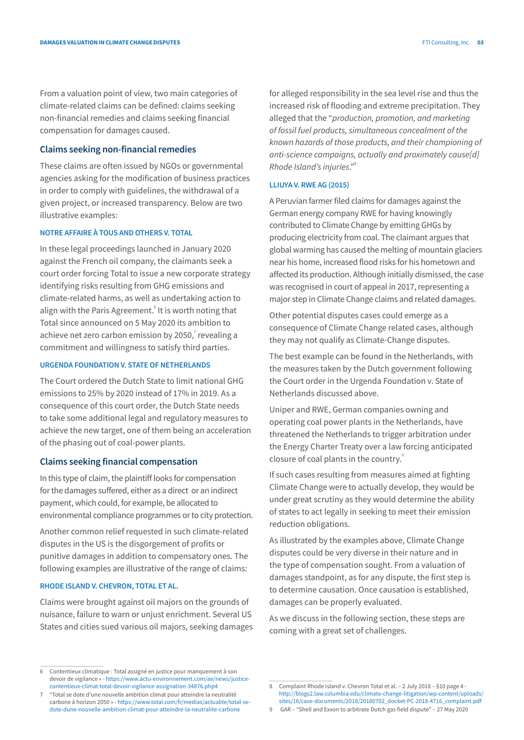From a valuation point of view, two main categories of climate-related claims can be defined: claims seeking non-financial remedies and claims seeking financial compensation for damages caused.

## Claims seeking non-financial remedies

These claims are often issued by NGOs or governmental agencies asking for the modification of business practices in order to comply with guidelines, the withdrawal of a given project, or increased transparency. Below are two illustrative examples:

### NOTRE AFFAIRE À TOUS AND OTHERS V. TOTAL

In these legal proceedings launched in January 2020 against the French oil company, the claimants seek a court order forcing Total to issue a new corporate strategy identifying risks resulting from GHG emissions and climate-related harms, as well as undertaking action to align with the Paris Agreement.[6] It is worth noting that Total since announced on 5 May 2020 its ambition to achieve net zero carbon emission by 2050,[7] revealing a commitment and willingness to satisfy third parties.

### URGENDA FOUNDATION V. STATE OF NETHERLANDS

The Court ordered the Dutch State to limit national GHG emissions to 25% by 2020 instead of 17% in 2019. As a consequence of this court order, the Dutch State needs to take some additional legal and regulatory measures to achieve the new target, one of them being an acceleration of the phasing out of coal-power plants.

## Claims seeking financial compensation

In this type of claim, the plaintiff looks for compensation for the damages suffered, either as a direct or an indirect payment, which could, for example, be allocated to environmental compliance programmes or to city protection.

Another common relief requested in such climate-related disputes in the US is the disgorgement of profits or punitive damages in addition to compensatory ones. The following examples are illustrative of the range of claims:

### RHODE ISLAND V. CHEVRON, TOTAL ET AL.

Claims were brought against oil majors on the grounds of nuisance, failure to warn or unjust enrichment. Several US States and cities sued various oil majors, seeking damages for alleged responsibility in the sea level rise and thus the increased risk of flooding and extreme precipitation. They alleged that the "*production, promotion, and marketing of fossil fuel products, simultaneous concealment of the known hazards of those products, and their championing of anti-science campaigns, actually and proximately cause[d] Rhode Island's injuries*."[8]

### LLIUYA V. RWE AG (2015)

A Peruvian farmer filed claims for damages against the German energy company RWE for having knowingly contributed to Climate Change by emitting GHGs by producing electricity from coal. The claimant argues that global warming has caused the melting of mountain glaciers near his home, increased flood risks for his hometown and affected its production. Although initially dismissed, the case was recognised in court of appeal in 2017, representing a major step in Climate Change claims and related damages.

Other potential disputes cases could emerge as a consequence of Climate Change related cases, although they may not qualify as Climate-Change disputes.

The best example can be found in the Netherlands, with the measures taken by the Dutch government following the Court order in the Urgenda Foundation v. State of Netherlands discussed above.

Uniper and RWE, German companies owning and operating coal power plants in the Netherlands, have threatened the Netherlands to trigger arbitration under the Energy Charter Treaty over a law forcing anticipated closure of coal plants in the country.[9]

If such cases resulting from measures aimed at fighting Climate Change were to actually develop, they would be under great scrutiny as they would determine the ability of states to act legally in seeking to meet their emission reduction obligations.

As illustrated by the examples above, Climate Change disputes could be very diverse in their nature and in the type of compensation sought. From a valuation of damages standpoint, as for any dispute, the first step is to determine causation. Once causation is established, damages can be properly evaluated.

As we discuss in the following section, these steps are coming with a great set of challenges.

---

6 Contentieux climatique : Total assigné en justice pour manquement à son devoir de vigilance » - https://www.actu-environnement.com/ae/news/justice-contentieux-climat-total-devoir-vigilance-assignation-34876.php4

7 "Total se dote d'une nouvelle ambition climat pour atteindre la neutralité carbone à horizon 2050 » - https://www.total.com/fr/medias/actualite/total-se-dote-dune-nouvelle-ambition-climat-pour-atteindre-la-neutralite-carbone

8 Complaint Rhode Island v. Chevron Total et al. – 2 July 2018 – §10 page 4 - http://blogs2.law.columbia.edu/climate-change-litigation/wp-content/uploads/sites/16/case-documents/2018/20180702_docket-PC-2018-4716_complaint.pdf

9 GAR – "Shell and Exxon to arbitrate Dutch gas field dispute" – 27 May 2020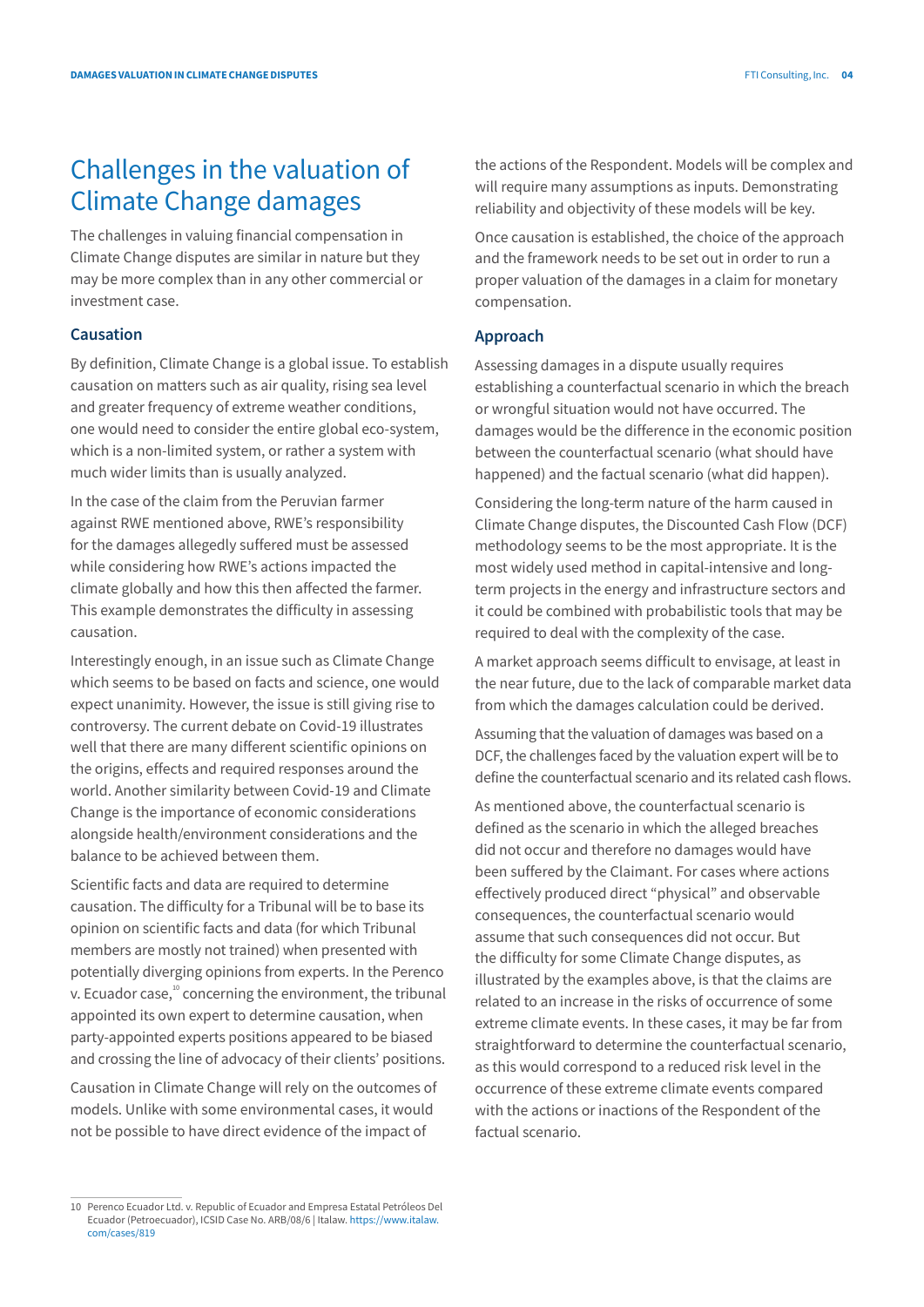# Challenges in the valuation of Climate Change damages

The challenges in valuing financial compensation in Climate Change disputes are similar in nature but they may be more complex than in any other commercial or investment case.

## Causation

By definition, Climate Change is a global issue. To establish causation on matters such as air quality, rising sea level and greater frequency of extreme weather conditions, one would need to consider the entire global eco-system, which is a non-limited system, or rather a system with much wider limits than is usually analyzed.

In the case of the claim from the Peruvian farmer against RWE mentioned above, RWE's responsibility for the damages allegedly suffered must be assessed while considering how RWE's actions impacted the climate globally and how this then affected the farmer. This example demonstrates the difficulty in assessing causation.

Interestingly enough, in an issue such as Climate Change which seems to be based on facts and science, one would expect unanimity. However, the issue is still giving rise to controversy. The current debate on Covid-19 illustrates well that there are many different scientific opinions on the origins, effects and required responses around the world. Another similarity between Covid-19 and Climate Change is the importance of economic considerations alongside health/environment considerations and the balance to be achieved between them.

Scientific facts and data are required to determine causation. The difficulty for a Tribunal will be to base its opinion on scientific facts and data (for which Tribunal members are mostly not trained) when presented with potentially diverging opinions from experts. In the Perenco v. Ecuador case,[10] concerning the environment, the tribunal appointed its own expert to determine causation, when party-appointed experts positions appeared to be biased and crossing the line of advocacy of their clients' positions.

Causation in Climate Change will rely on the outcomes of models. Unlike with some environmental cases, it would not be possible to have direct evidence of the impact of the actions of the Respondent. Models will be complex and will require many assumptions as inputs. Demonstrating reliability and objectivity of these models will be key.

Once causation is established, the choice of the approach and the framework needs to be set out in order to run a proper valuation of the damages in a claim for monetary compensation.

## Approach

Assessing damages in a dispute usually requires establishing a counterfactual scenario in which the breach or wrongful situation would not have occurred. The damages would be the difference in the economic position between the counterfactual scenario (what should have happened) and the factual scenario (what did happen).

Considering the long-term nature of the harm caused in Climate Change disputes, the Discounted Cash Flow (DCF) methodology seems to be the most appropriate. It is the most widely used method in capital-intensive and long-term projects in the energy and infrastructure sectors and it could be combined with probabilistic tools that may be required to deal with the complexity of the case.

A market approach seems difficult to envisage, at least in the near future, due to the lack of comparable market data from which the damages calculation could be derived.

Assuming that the valuation of damages was based on a DCF, the challenges faced by the valuation expert will be to define the counterfactual scenario and its related cash flows.

As mentioned above, the counterfactual scenario is defined as the scenario in which the alleged breaches did not occur and therefore no damages would have been suffered by the Claimant. For cases where actions effectively produced direct "physical" and observable consequences, the counterfactual scenario would assume that such consequences did not occur. But the difficulty for some Climate Change disputes, as illustrated by the examples above, is that the claims are related to an increase in the risks of occurrence of some extreme climate events. In these cases, it may be far from straightforward to determine the counterfactual scenario, as this would correspond to a reduced risk level in the occurrence of these extreme climate events compared with the actions or inactions of the Respondent of the factual scenario.

---

10 Perenco Ecuador Ltd. v. Republic of Ecuador and Empresa Estatal Petróleos Del Ecuador (Petroecuador), ICSID Case No. ARB/08/6 | Italaw. https://www.italaw.com/cases/819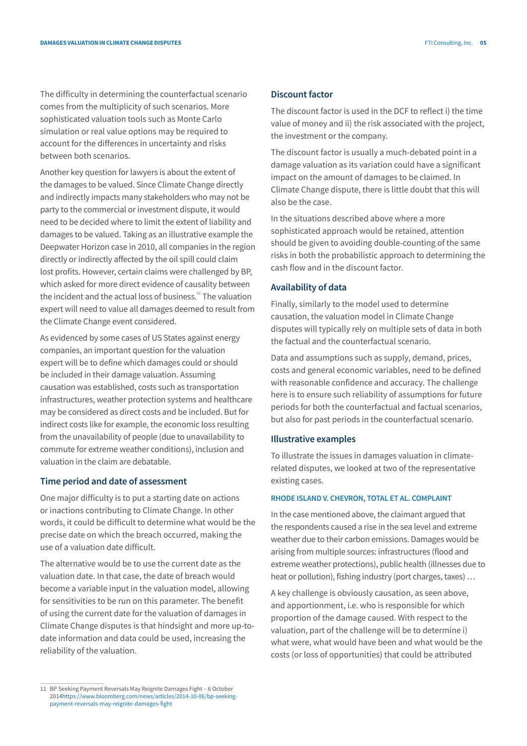The difficulty in determining the counterfactual scenario comes from the multiplicity of such scenarios. More sophisticated valuation tools such as Monte Carlo simulation or real value options may be required to account for the differences in uncertainty and risks between both scenarios.

Another key question for lawyers is about the extent of the damages to be valued. Since Climate Change directly and indirectly impacts many stakeholders who may not be party to the commercial or investment dispute, it would need to be decided where to limit the extent of liability and damages to be valued. Taking as an illustrative example the Deepwater Horizon case in 2010, all companies in the region directly or indirectly affected by the oil spill could claim lost profits. However, certain claims were challenged by BP, which asked for more direct evidence of causality between the incident and the actual loss of business.[11] The valuation expert will need to value all damages deemed to result from the Climate Change event considered.

As evidenced by some cases of US States against energy companies, an important question for the valuation expert will be to define which damages could or should be included in their damage valuation. Assuming causation was established, costs such as transportation infrastructures, weather protection systems and healthcare may be considered as direct costs and be included. But for indirect costs like for example, the economic loss resulting from the unavailability of people (due to unavailability to commute for extreme weather conditions), inclusion and valuation in the claim are debatable.

## Time period and date of assessment

One major difficulty is to put a starting date on actions or inactions contributing to Climate Change. In other words, it could be difficult to determine what would be the precise date on which the breach occurred, making the use of a valuation date difficult.

The alternative would be to use the current date as the valuation date. In that case, the date of breach would become a variable input in the valuation model, allowing for sensitivities to be run on this parameter. The benefit of using the current date for the valuation of damages in Climate Change disputes is that hindsight and more up-to-date information and data could be used, increasing the reliability of the valuation.

## Discount factor

The discount factor is used in the DCF to reflect i) the time value of money and ii) the risk associated with the project, the investment or the company.

The discount factor is usually a much-debated point in a damage valuation as its variation could have a significant impact on the amount of damages to be claimed. In Climate Change dispute, there is little doubt that this will also be the case.

In the situations described above where a more sophisticated approach would be retained, attention should be given to avoiding double-counting of the same risks in both the probabilistic approach to determining the cash flow and in the discount factor.

## Availability of data

Finally, similarly to the model used to determine causation, the valuation model in Climate Change disputes will typically rely on multiple sets of data in both the factual and the counterfactual scenario.

Data and assumptions such as supply, demand, prices, costs and general economic variables, need to be defined with reasonable confidence and accuracy. The challenge here is to ensure such reliability of assumptions for future periods for both the counterfactual and factual scenarios, but also for past periods in the counterfactual scenario.

## Illustrative examples

To illustrate the issues in damages valuation in climate-related disputes, we looked at two of the representative existing cases.

### RHODE ISLAND V. CHEVRON, TOTAL ET AL. COMPLAINT

In the case mentioned above, the claimant argued that the respondents caused a rise in the sea level and extreme weather due to their carbon emissions. Damages would be arising from multiple sources: infrastructures (flood and extreme weather protections), public health (illnesses due to heat or pollution), fishing industry (port charges, taxes) …

A key challenge is obviously causation, as seen above, and apportionment, i.e. who is responsible for which proportion of the damage caused. With respect to the valuation, part of the challenge will be to determine i) what were, what would have been and what would be the costs (or loss of opportunities) that could be attributed

---

11 BP Seeking Payment Reversals May Reignite Damages Fight – 6 October 2014https://www.bloomberg.com/news/articles/2014-10-06/bp-seeking-payment-reversals-may-reignite-damages-fight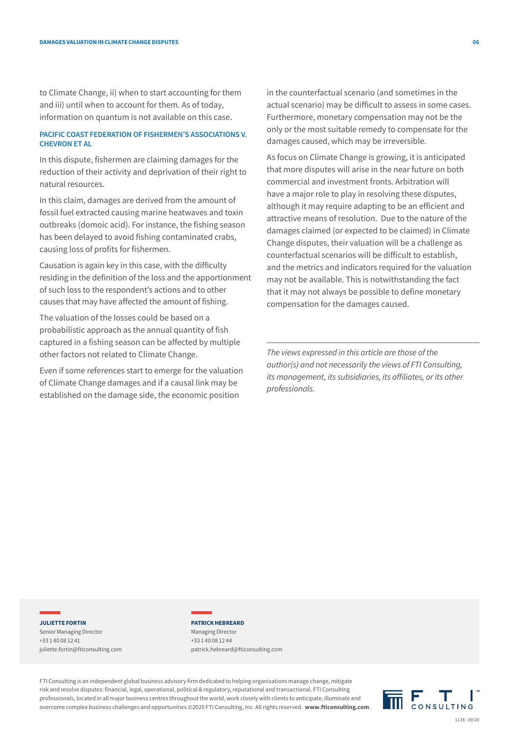to Climate Change, ii) when to start accounting for them and iii) until when to account for them. As of today, information on quantum is not available on this case.

### PACIFIC COAST FEDERATION OF FISHERMEN'S ASSOCIATIONS V. CHEVRON ET AL

In this dispute, fishermen are claiming damages for the reduction of their activity and deprivation of their right to natural resources.

In this claim, damages are derived from the amount of fossil fuel extracted causing marine heatwaves and toxin outbreaks (domoic acid). For instance, the fishing season has been delayed to avoid fishing contaminated crabs, causing loss of profits for fishermen.

Causation is again key in this case, with the difficulty residing in the definition of the loss and the apportionment of such loss to the respondent's actions and to other causes that may have affected the amount of fishing.

The valuation of the losses could be based on a probabilistic approach as the annual quantity of fish captured in a fishing season can be affected by multiple other factors not related to Climate Change.

Even if some references start to emerge for the valuation of Climate Change damages and if a causal link may be established on the damage side, the economic position in the counterfactual scenario (and sometimes in the actual scenario) may be difficult to assess in some cases. Furthermore, monetary compensation may not be the only or the most suitable remedy to compensate for the damages caused, which may be irreversible.

As focus on Climate Change is growing, it is anticipated that more disputes will arise in the near future on both commercial and investment fronts. Arbitration will have a major role to play in resolving these disputes, although it may require adapting to be an efficient and attractive means of resolution. Due to the nature of the damages claimed (or expected to be claimed) in Climate Change disputes, their valuation will be a challenge as counterfactual scenarios will be difficult to establish, and the metrics and indicators required for the valuation may not be available. This is notwithstanding the fact that it may not always be possible to define monetary compensation for the damages caused.

---

*The views expressed in this article are those of the author(s) and not necessarily the views of FTI Consulting, its management, its subsidiaries, its affiliates, or its other professionals.*

**JULIETTE FORTIN**
Senior Managing Director
+33 1 40 08 12 41
juliette.fortin@fticonsulting.com

**PATRICK HEBREARD**
Managing Director
+33 1 40 08 12 44
patrick.hebreard@fticonsulting.com

FTI Consulting is an independent global business advisory firm dedicated to helping organisations manage change, mitigate risk and resolve disputes: financial, legal, operational, political & regulatory, reputational and transactional. FTI Consulting professionals, located in all major business centres throughout the world, work closely with clients to anticipate, illuminate and overcome complex business challenges and opportunities.©2020 FTI Consulting, Inc. All rights reserved. **www.fticonsulting.com**.

FTI CONSULTING

1138 - 09/20